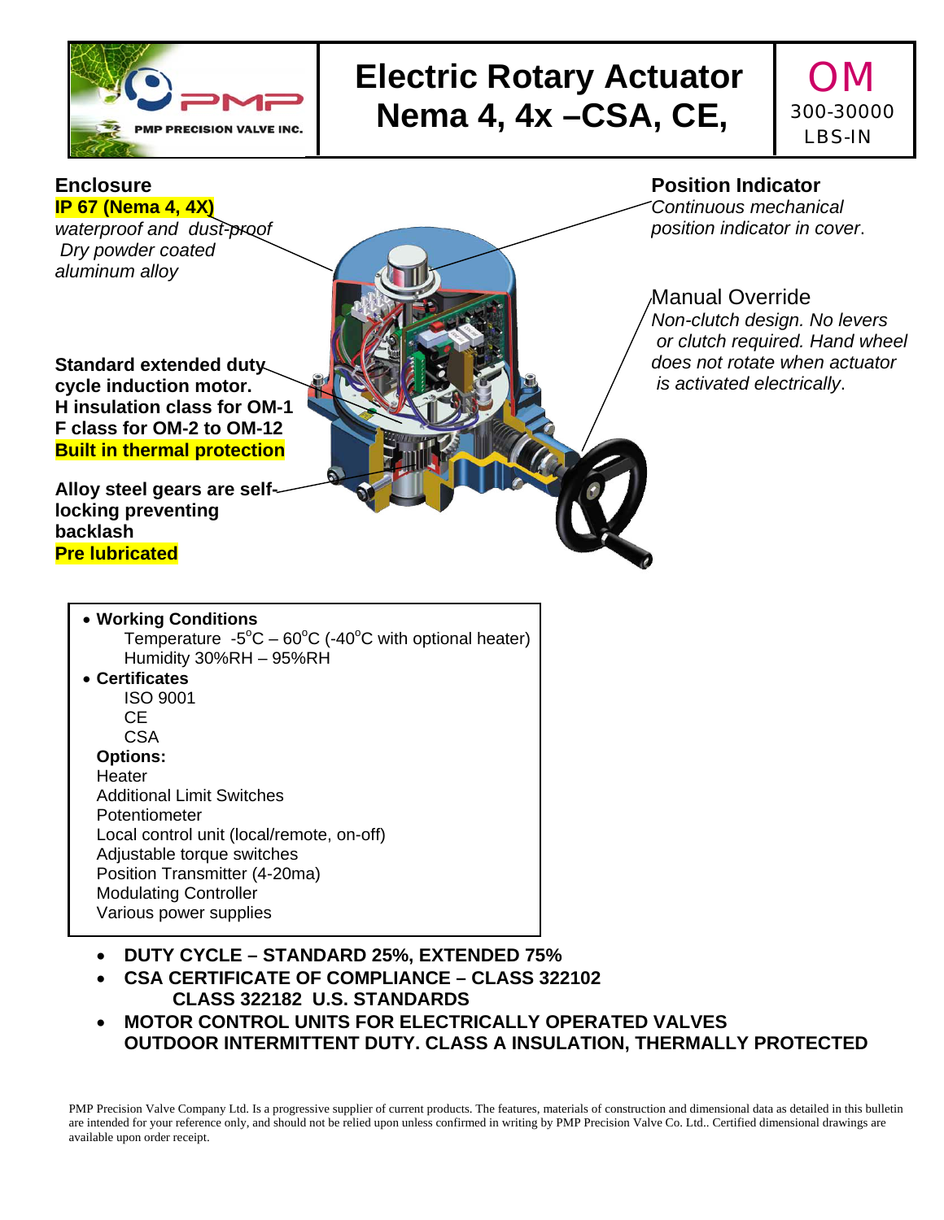PMP PRECISION VALVE INC.

# Electric Rotary Actuator Nema 4, 4x –CSA, CE,

**OM**
300-30000 LBS-IN

## Enclosure

**IP 67 (Nema 4, 4X)**
*waterproof and dust-proof*
*Dry powder coated aluminum alloy*

**Standard extended duty cycle induction motor.**
**H insulation class for OM-1**
**F class for OM-2 to OM-12**
**Built in thermal protection**

**Alloy steel gears are self-locking preventing backlash**
**Pre lubricated**

## Position Indicator

*Continuous mechanical position indicator in cover.*

## Manual Override

*Non-clutch design. No levers or clutch required. Hand wheel does not rotate when actuator is activated electrically.*

- **Working Conditions**
  - Temperature -5°C – 60°C (-40°C with optional heater)
  - Humidity 30%RH – 95%RH
- **Certificates**
  - ISO 9001
  - CE
  - CSA

**Options:**
Heater
Additional Limit Switches
Potentiometer
Local control unit (local/remote, on-off)
Adjustable torque switches
Position Transmitter (4-20ma)
Modulating Controller
Various power supplies

- **DUTY CYCLE – STANDARD 25%, EXTENDED 75%**
- **CSA CERTIFICATE OF COMPLIANCE – CLASS 322102**
  **CLASS 322182 U.S. STANDARDS**
- **MOTOR CONTROL UNITS FOR ELECTRICALLY OPERATED VALVES**
  **OUTDOOR INTERMITTENT DUTY. CLASS A INSULATION, THERMALLY PROTECTED**

PMP Precision Valve Company Ltd. Is a progressive supplier of current products. The features, materials of construction and dimensional data as detailed in this bulletin are intended for your reference only, and should not be relied upon unless confirmed in writing by PMP Precision Valve Co. Ltd.. Certified dimensional drawings are available upon order receipt.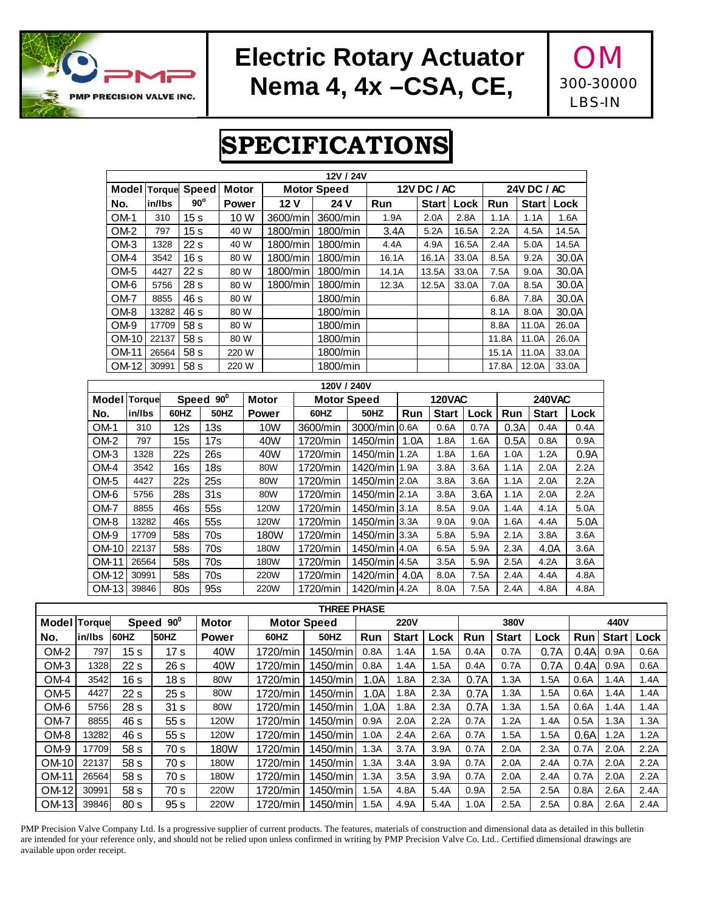# Electric Rotary Actuator Nema 4, 4x –CSA, CE,

**OM**
300-30000 LBS-IN

# SPECIFICATIONS

| 12V / 24V | | | | | | | | | | | |
|---|---|---|---|---|---|---|---|---|---|---|---|
| Model | Torque | Speed | Motor | Motor Speed | | 12V DC / AC | | | 24V DC / AC | | |
| No. | in/lbs | 90° | Power | 12 V | 24 V | Run | Start | Lock | Run | Start | Lock |
| OM-1 | 310 | 15 s | 10 W | 3600/min | 3600/min | 1.9A | 2.0A | 2.8A | 1.1A | 1.1A | 1.6A |
| OM-2 | 797 | 15 s | 40 W | 1800/min | 1800/min | 3.4A | 5.2A | 16.5A | 2.2A | 4.5A | 14.5A |
| OM-3 | 1328 | 22 s | 40 W | 1800/min | 1800/min | 4.4A | 4.9A | 16.5A | 2.4A | 5.0A | 14.5A |
| OM-4 | 3542 | 16 s | 80 W | 1800/min | 1800/min | 16.1A | 16.1A | 33.0A | 8.5A | 9.2A | 30.0A |
| OM-5 | 4427 | 22 s | 80 W | 1800/min | 1800/min | 14.1A | 13.5A | 33.0A | 7.5A | 9.0A | 30.0A |
| OM-6 | 5756 | 28 s | 80 W | 1800/min | 1800/min | 12.3A | 12.5A | 33.0A | 7.0A | 8.5A | 30.0A |
| OM-7 | 8855 | 46 s | 80 W | | 1800/min | | | | 6.8A | 7.8A | 30.0A |
| OM-8 | 13282 | 46 s | 80 W | | 1800/min | | | | 8.1A | 8.0A | 30.0A |
| OM-9 | 17709 | 58 s | 80 W | | 1800/min | | | | 8.8A | 11.0A | 26.0A |
| OM-10 | 22137 | 58 s | 80 W | | 1800/min | | | | 11.8A | 11.0A | 26.0A |
| OM-11 | 26564 | 58 s | 220 W | | 1800/min | | | | 15.1A | 11.0A | 33.0A |
| OM-12 | 30991 | 58 s | 220 W | | 1800/min | | | | 17.8A | 12.0A | 33.0A |

| 120V / 240V | | | | | | | | | | | | |
|---|---|---|---|---|---|---|---|---|---|---|---|---|
| Model | Torque | Speed 90° | | Motor | Motor Speed | | 120VAC | | | 240VAC | | |
| No. | in/lbs | 60HZ | 50HZ | Power | 60HZ | 50HZ | Run | Start | Lock | Run | Start | Lock |
| OM-1 | 310 | 12s | 13s | 10W | 3600/min | 3000/min | 0.6A | 0.6A | 0.7A | 0.3A | 0.4A | 0.4A |
| OM-2 | 797 | 15s | 17s | 40W | 1720/min | 1450/min | 1.0A | 1.8A | 1.6A | 0.5A | 0.8A | 0.9A |
| OM-3 | 1328 | 22s | 26s | 40W | 1720/min | 1450/min | 1.2A | 1.8A | 1.6A | 1.0A | 1.2A | 0.9A |
| OM-4 | 3542 | 16s | 18s | 80W | 1720/min | 1420/min | 1.9A | 3.8A | 3.6A | 1.1A | 2.0A | 2.2A |
| OM-5 | 4427 | 22s | 25s | 80W | 1720/min | 1450/min | 2.0A | 3.8A | 3.6A | 1.1A | 2.0A | 2.2A |
| OM-6 | 5756 | 28s | 31s | 80W | 1720/min | 1450/min | 2.1A | 3.8A | 3.6A | 1.1A | 2.0A | 2.2A |
| OM-7 | 8855 | 46s | 55s | 120W | 1720/min | 1450/min | 3.1A | 8.5A | 9.0A | 1.4A | 4.1A | 5.0A |
| OM-8 | 13282 | 46s | 55s | 120W | 1720/min | 1450/min | 3.3A | 9.0A | 9.0A | 1.6A | 4.4A | 5.0A |
| OM-9 | 17709 | 58s | 70s | 180W | 1720/min | 1450/min | 3.3A | 5.8A | 5.9A | 2.1A | 3.8A | 3.6A |
| OM-10 | 22137 | 58s | 70s | 180W | 1720/min | 1450/min | 4.0A | 6.5A | 5.9A | 2.3A | 4.0A | 3.6A |
| OM-11 | 26564 | 58s | 70s | 180W | 1720/min | 1450/min | 4.5A | 3.5A | 5.9A | 2.5A | 4.2A | 3.6A |
| OM-12 | 30991 | 58s | 70s | 220W | 1720/min | 1420/min | 4.0A | 8.0A | 7.5A | 2.4A | 4.4A | 4.8A |
| OM-13 | 39846 | 80s | 95s | 220W | 1720/min | 1420/min | 4.2A | 8.0A | 7.5A | 2.4A | 4.8A | 4.8A |

| THREE PHASE | | | | | | | | | | | | | | | | |
|---|---|---|---|---|---|---|---|---|---|---|---|---|---|---|---|---|
| Model | Torque | Speed 90° | | Motor | Motor Speed | | 220V | | | 380V | | | 440V | | | |
| No. | in/lbs | 60HZ | 50HZ | Power | 60HZ | 50HZ | Run | Start | Lock | Run | Start | Lock | Run | Start | Lock |
| OM-2 | 797 | 15 s | 17 s | 40W | 1720/min | 1450/min | 0.8A | 1.4A | 1.5A | 0.4A | 0.7A | 0.7A | 0.4A | 0.9A | 0.6A |
| OM-3 | 1328 | 22 s | 26 s | 40W | 1720/min | 1450/min | 0.8A | 1.4A | 1.5A | 0.4A | 0.7A | 0.7A | 0.4A | 0.9A | 0.6A |
| OM-4 | 3542 | 16 s | 18 s | 80W | 1720/min | 1450/min | 1.0A | 1.8A | 2.3A | 0.7A | 1.3A | 1.5A | 0.6A | 1.4A | 1.4A |
| OM-5 | 4427 | 22 s | 25 s | 80W | 1720/min | 1450/min | 1.0A | 1.8A | 2.3A | 0.7A | 1.3A | 1.5A | 0.6A | 1.4A | 1.4A |
| OM-6 | 5756 | 28 s | 31 s | 80W | 1720/min | 1450/min | 1.0A | 1.8A | 2.3A | 0.7A | 1.3A | 1.5A | 0.6A | 1.4A | 1.4A |
| OM-7 | 8855 | 46 s | 55 s | 120W | 1720/min | 1450/min | 0.9A | 2.0A | 2.2A | 0.7A | 1.2A | 1.4A | 0.5A | 1.3A | 1.3A |
| OM-8 | 13282 | 46 s | 55 s | 120W | 1720/min | 1450/min | 1.0A | 2.4A | 2.6A | 0.7A | 1.5A | 1.5A | 0.6A | 1.2A | 1.2A |
| OM-9 | 17709 | 58 s | 70 s | 180W | 1720/min | 1450/min | 1.3A | 3.7A | 3.9A | 0.7A | 2.0A | 2.3A | 0.7A | 2.0A | 2.2A |
| OM-10 | 22137 | 58 s | 70 s | 180W | 1720/min | 1450/min | 1.3A | 3.4A | 3.9A | 0.7A | 2.0A | 2.4A | 0.7A | 2.0A | 2.2A |
| OM-11 | 26564 | 58 s | 70 s | 180W | 1720/min | 1450/min | 1.3A | 3.5A | 3.9A | 0.7A | 2.0A | 2.4A | 0.7A | 2.0A | 2.2A |
| OM-12 | 30991 | 58 s | 70 s | 220W | 1720/min | 1450/min | 1.5A | 4.8A | 5.4A | 0.9A | 2.5A | 2.5A | 0.8A | 2.6A | 2.4A |
| OM-13 | 39846 | 80 s | 95 s | 220W | 1720/min | 1450/min | 1.5A | 4.9A | 5.4A | 1.0A | 2.5A | 2.5A | 0.8A | 2.6A | 2.4A |

PMP Precision Valve Company Ltd. Is a progressive supplier of current products. The features, materials of construction and dimensional data as detailed in this bulletin are intended for your reference only, and should not be relied upon unless confirmed in writing by PMP Precision Valve Co. Ltd.. Certified dimensional drawings are available upon order receipt.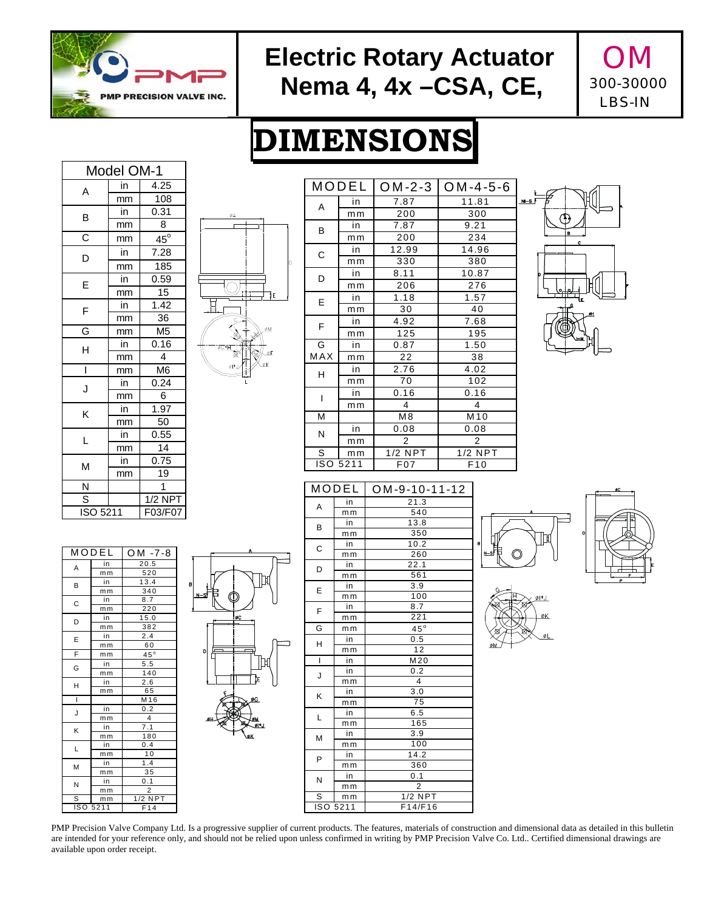# Electric Rotary Actuator Nema 4, 4x –CSA, CE,

**OM**
300-30000 LBS-IN

# DIMENSIONS

| Model OM-1 | | |
|---|---|---|
| A | in | 4.25 |
| | mm | 108 |
| B | in | 0.31 |
| | mm | 8 |
| C | mm | 45° |
| D | in | 7.28 |
| | mm | 185 |
| E | in | 0.59 |
| | mm | 15 |
| F | in | 1.42 |
| | mm | 36 |
| G | mm | M5 |
| H | in | 0.16 |
| | mm | 4 |
| I | mm | M6 |
| J | in | 0.24 |
| | mm | 6 |
| K | in | 1.97 |
| | mm | 50 |
| L | in | 0.55 |
| | mm | 14 |
| M | in | 0.75 |
| | mm | 19 |
| N | | 1 |
| S | | 1/2 NPT |
| ISO 5211 | | F03/F07 |

| MODEL | | OM-2-3 | OM-4-5-6 |
|---|---|---|---|
| A | in | 7.87 | 11.81 |
| | mm | 200 | 300 |
| B | in | 7.87 | 9.21 |
| | mm | 200 | 234 |
| C | in | 12.99 | 14.96 |
| | mm | 330 | 380 |
| D | in | 8.11 | 10.87 |
| | mm | 206 | 276 |
| E | in | 1.18 | 1.57 |
| | mm | 30 | 40 |
| F | in | 4.92 | 7.68 |
| | mm | 125 | 195 |
| G | in | 0.87 | 1.50 |
| MAX | mm | 22 | 38 |
| H | in | 2.76 | 4.02 |
| | mm | 70 | 102 |
| I | in | 0.16 | 0.16 |
| | mm | 4 | 4 |
| M | | M8 | M10 |
| N | in | 0.08 | 0.08 |
| | mm | 2 | 2 |
| S | mm | 1/2 NPT | 1/2 NPT |
| ISO 5211 | | F07 | F10 |

| MODEL | | OM -7-8 |
|---|---|---|
| A | in | 20.5 |
| | mm | 520 |
| B | in | 13.4 |
| | mm | 340 |
| C | in | 8.7 |
| | mm | 220 |
| D | in | 15.0 |
| | mm | 382 |
| E | in | 2.4 |
| | mm | 60 |
| F | mm | 45° |
| G | in | 5.5 |
| | mm | 140 |
| H | in | 2.6 |
| | mm | 65 |
| I | | M16 |
| J | in | 0.2 |
| | mm | 4 |
| K | in | 7.1 |
| | mm | 180 |
| L | in | 0.4 |
| | mm | 10 |
| M | in | 1.4 |
| | mm | 35 |
| N | in | 0.1 |
| | mm | 2 |
| S | mm | 1/2 NPT |
| ISO 5211 | | F14 |

| MODEL | | OM-9-10-11-12 |
|---|---|---|
| A | in | 21.3 |
| | mm | 540 |
| B | in | 13.8 |
| | mm | 350 |
| C | in | 10.2 |
| | mm | 260 |
| D | in | 22.1 |
| | mm | 561 |
| E | in | 3.9 |
| | mm | 100 |
| F | in | 8.7 |
| | mm | 221 |
| G | mm | 45° |
| H | in | 0.5 |
| | mm | 12 |
| I | in | M20 |
| J | in | 0.2 |
| | mm | 4 |
| K | in | 3.0 |
| | mm | 75 |
| L | in | 6.5 |
| | mm | 165 |
| M | in | 3.9 |
| | mm | 100 |
| P | in | 14.2 |
| | mm | 360 |
| N | in | 0.1 |
| | mm | 2 |
| S | mm | 1/2 NPT |
| ISO 5211 | | F14/F16 |

PMP Precision Valve Company Ltd. Is a progressive supplier of current products. The features, materials of construction and dimensional data as detailed in this bulletin are intended for your reference only, and should not be relied upon unless confirmed in writing by PMP Precision Valve Co. Ltd.. Certified dimensional drawings are available upon order receipt.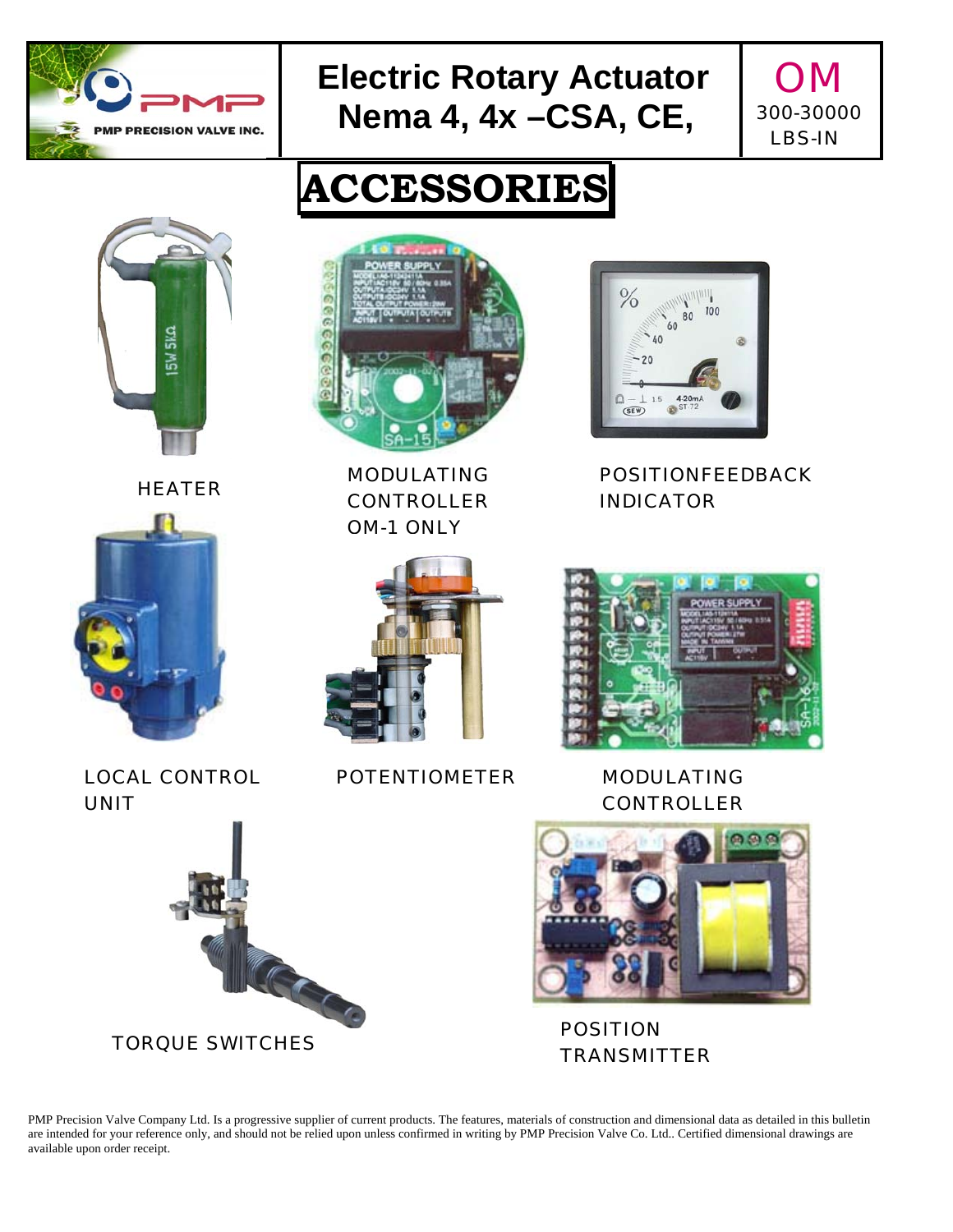# Electric Rotary Actuator Nema 4, 4x –CSA, CE,

OM
300-30000 LBS-IN

## ACCESSORIES

HEATER

MODULATING CONTROLLER OM-1 ONLY

POSITIONFEEDBACK INDICATOR

LOCAL CONTROL UNIT

POTENTIOMETER

MODULATING CONTROLLER

TORQUE SWITCHES

POSITION TRANSMITTER

PMP Precision Valve Company Ltd. Is a progressive supplier of current products. The features, materials of construction and dimensional data as detailed in this bulletin are intended for your reference only, and should not be relied upon unless confirmed in writing by PMP Precision Valve Co. Ltd.. Certified dimensional drawings are available upon order receipt.